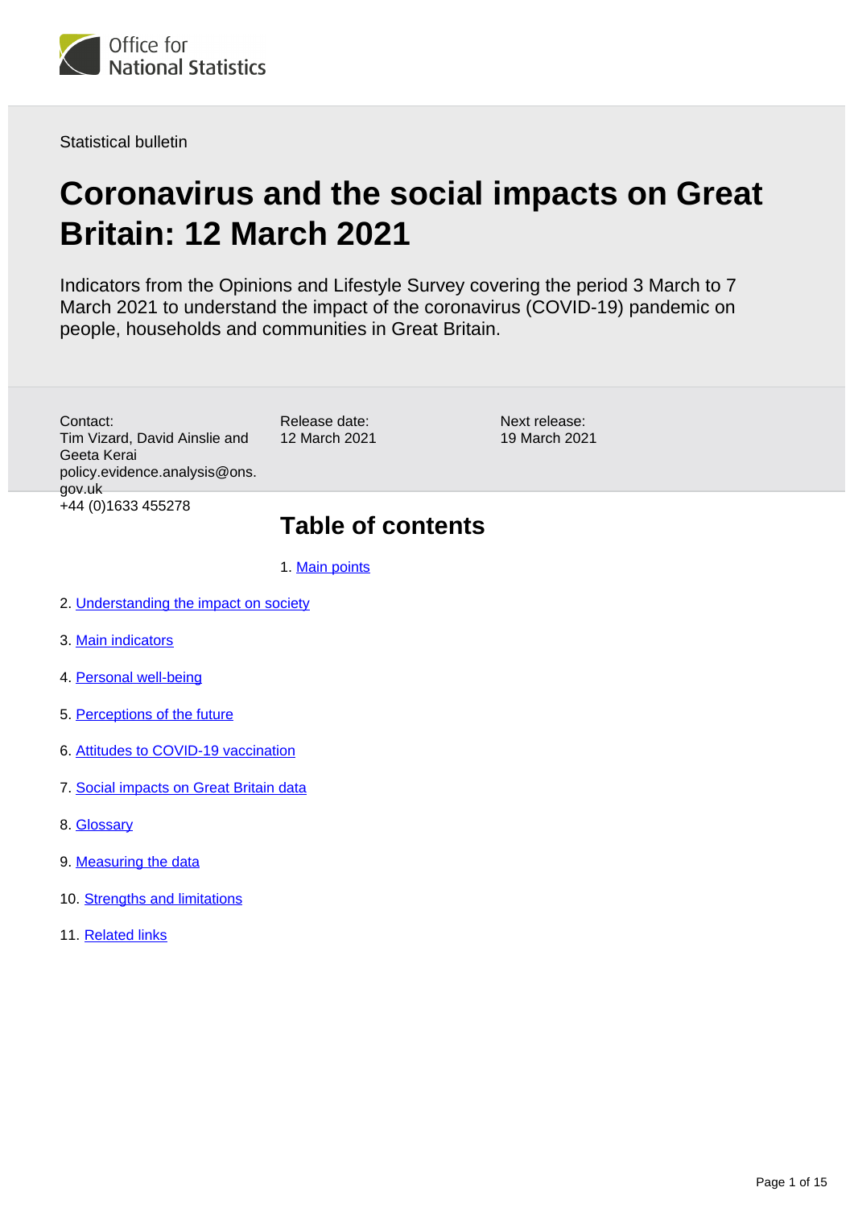Office for National Statistics

Statistical bulletin

# Coronavirus and the social impacts on Great Britain: 12 March 2021

Indicators from the Opinions and Lifestyle Survey covering the period 3 March to 7 March 2021 to understand the impact of the coronavirus (COVID-19) pandemic on people, households and communities in Great Britain.

Contact:
Tim Vizard, David Ainslie and Geeta Kerai
policy.evidence.analysis@ons.gov.uk
+44 (0)1633 455278

Release date:
12 March 2021

Next release:
19 March 2021

## Table of contents

1. Main points
2. Understanding the impact on society
3. Main indicators
4. Personal well-being
5. Perceptions of the future
6. Attitudes to COVID-19 vaccination
7. Social impacts on Great Britain data
8. Glossary
9. Measuring the data
10. Strengths and limitations
11. Related links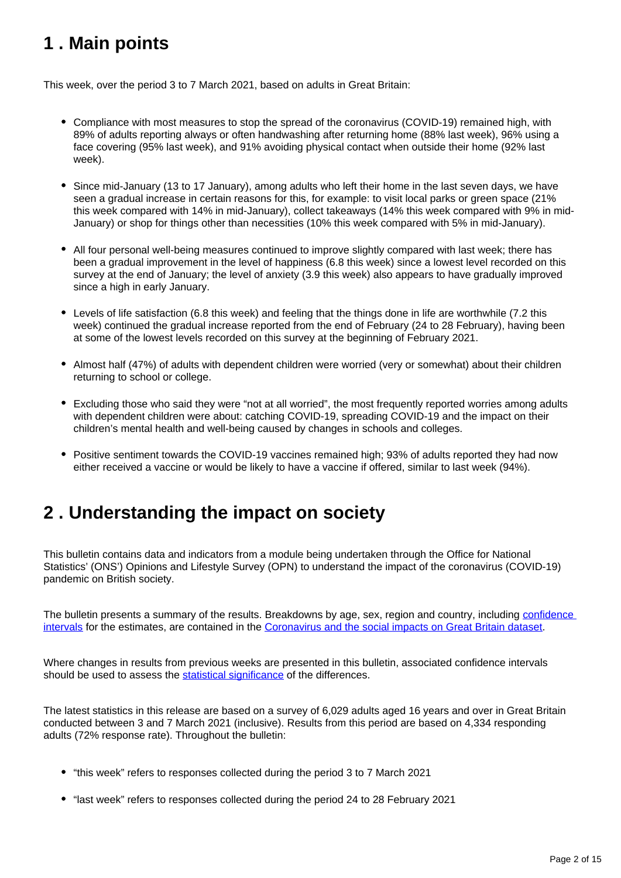## 1 . Main points

This week, over the period 3 to 7 March 2021, based on adults in Great Britain:

- Compliance with most measures to stop the spread of the coronavirus (COVID-19) remained high, with 89% of adults reporting always or often handwashing after returning home (88% last week), 96% using a face covering (95% last week), and 91% avoiding physical contact when outside their home (92% last week).
- Since mid-January (13 to 17 January), among adults who left their home in the last seven days, we have seen a gradual increase in certain reasons for this, for example: to visit local parks or green space (21% this week compared with 14% in mid-January), collect takeaways (14% this week compared with 9% in mid-January) or shop for things other than necessities (10% this week compared with 5% in mid-January).
- All four personal well-being measures continued to improve slightly compared with last week; there has been a gradual improvement in the level of happiness (6.8 this week) since a lowest level recorded on this survey at the end of January; the level of anxiety (3.9 this week) also appears to have gradually improved since a high in early January.
- Levels of life satisfaction (6.8 this week) and feeling that the things done in life are worthwhile (7.2 this week) continued the gradual increase reported from the end of February (24 to 28 February), having been at some of the lowest levels recorded on this survey at the beginning of February 2021.
- Almost half (47%) of adults with dependent children were worried (very or somewhat) about their children returning to school or college.
- Excluding those who said they were "not at all worried", the most frequently reported worries among adults with dependent children were about: catching COVID-19, spreading COVID-19 and the impact on their children's mental health and well-being caused by changes in schools and colleges.
- Positive sentiment towards the COVID-19 vaccines remained high; 93% of adults reported they had now either received a vaccine or would be likely to have a vaccine if offered, similar to last week (94%).

## 2 . Understanding the impact on society

This bulletin contains data and indicators from a module being undertaken through the Office for National Statistics' (ONS') Opinions and Lifestyle Survey (OPN) to understand the impact of the coronavirus (COVID-19) pandemic on British society.

The bulletin presents a summary of the results. Breakdowns by age, sex, region and country, including confidence intervals for the estimates, are contained in the Coronavirus and the social impacts on Great Britain dataset.

Where changes in results from previous weeks are presented in this bulletin, associated confidence intervals should be used to assess the statistical significance of the differences.

The latest statistics in this release are based on a survey of 6,029 adults aged 16 years and over in Great Britain conducted between 3 and 7 March 2021 (inclusive). Results from this period are based on 4,334 responding adults (72% response rate). Throughout the bulletin:

- "this week" refers to responses collected during the period 3 to 7 March 2021
- "last week" refers to responses collected during the period 24 to 28 February 2021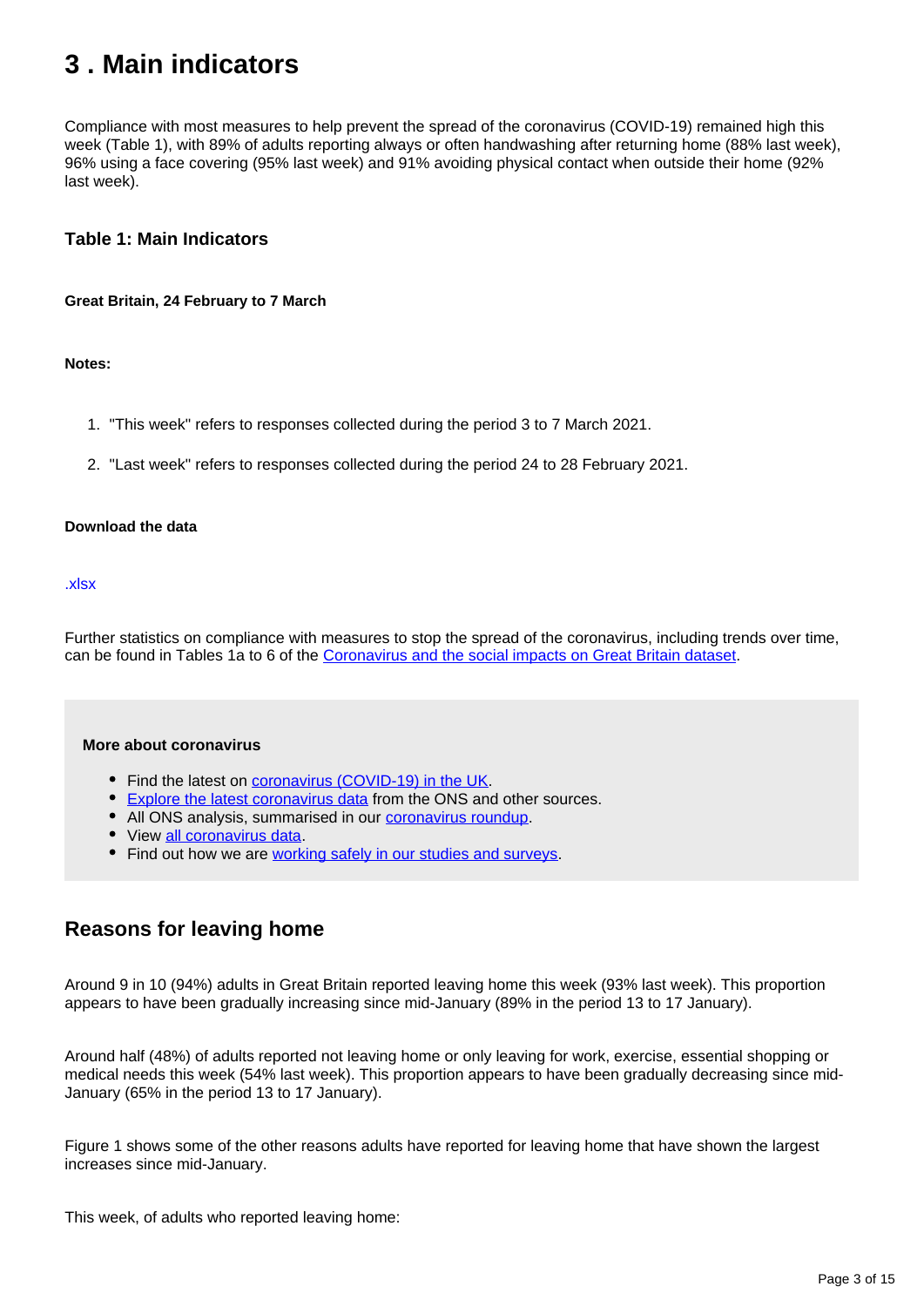# 3 . Main indicators

Compliance with most measures to help prevent the spread of the coronavirus (COVID-19) remained high this week (Table 1), with 89% of adults reporting always or often handwashing after returning home (88% last week), 96% using a face covering (95% last week) and 91% avoiding physical contact when outside their home (92% last week).

### Table 1: Main Indicators

**Great Britain, 24 February to 7 March**

**Notes:**

1. "This week" refers to responses collected during the period 3 to 7 March 2021.
2. "Last week" refers to responses collected during the period 24 to 28 February 2021.

**Download the data**

.xlsx

Further statistics on compliance with measures to stop the spread of the coronavirus, including trends over time, can be found in Tables 1a to 6 of the Coronavirus and the social impacts on Great Britain dataset.

**More about coronavirus**

- Find the latest on coronavirus (COVID-19) in the UK.
- Explore the latest coronavirus data from the ONS and other sources.
- All ONS analysis, summarised in our coronavirus roundup.
- View all coronavirus data.
- Find out how we are working safely in our studies and surveys.

## Reasons for leaving home

Around 9 in 10 (94%) adults in Great Britain reported leaving home this week (93% last week). This proportion appears to have been gradually increasing since mid-January (89% in the period 13 to 17 January).

Around half (48%) of adults reported not leaving home or only leaving for work, exercise, essential shopping or medical needs this week (54% last week). This proportion appears to have been gradually decreasing since mid-January (65% in the period 13 to 17 January).

Figure 1 shows some of the other reasons adults have reported for leaving home that have shown the largest increases since mid-January.

This week, of adults who reported leaving home: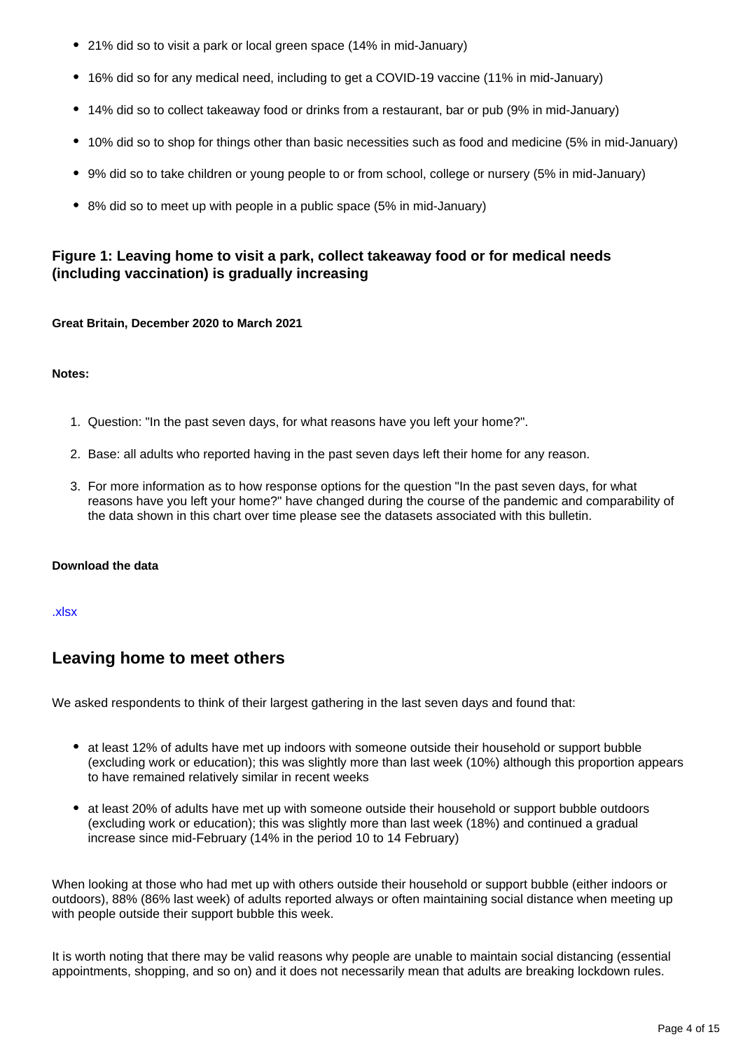- 21% did so to visit a park or local green space (14% in mid-January)
- 16% did so for any medical need, including to get a COVID-19 vaccine (11% in mid-January)
- 14% did so to collect takeaway food or drinks from a restaurant, bar or pub (9% in mid-January)
- 10% did so to shop for things other than basic necessities such as food and medicine (5% in mid-January)
- 9% did so to take children or young people to or from school, college or nursery (5% in mid-January)
- 8% did so to meet up with people in a public space (5% in mid-January)

### Figure 1: Leaving home to visit a park, collect takeaway food or for medical needs (including vaccination) is gradually increasing

**Great Britain, December 2020 to March 2021**

**Notes:**

1. Question: "In the past seven days, for what reasons have you left your home?".
2. Base: all adults who reported having in the past seven days left their home for any reason.
3. For more information as to how response options for the question "In the past seven days, for what reasons have you left your home?" have changed during the course of the pandemic and comparability of the data shown in this chart over time please see the datasets associated with this bulletin.

**Download the data**

.xlsx

## Leaving home to meet others

We asked respondents to think of their largest gathering in the last seven days and found that:

- at least 12% of adults have met up indoors with someone outside their household or support bubble (excluding work or education); this was slightly more than last week (10%) although this proportion appears to have remained relatively similar in recent weeks
- at least 20% of adults have met up with someone outside their household or support bubble outdoors (excluding work or education); this was slightly more than last week (18%) and continued a gradual increase since mid-February (14% in the period 10 to 14 February)

When looking at those who had met up with others outside their household or support bubble (either indoors or outdoors), 88% (86% last week) of adults reported always or often maintaining social distance when meeting up with people outside their support bubble this week.

It is worth noting that there may be valid reasons why people are unable to maintain social distancing (essential appointments, shopping, and so on) and it does not necessarily mean that adults are breaking lockdown rules.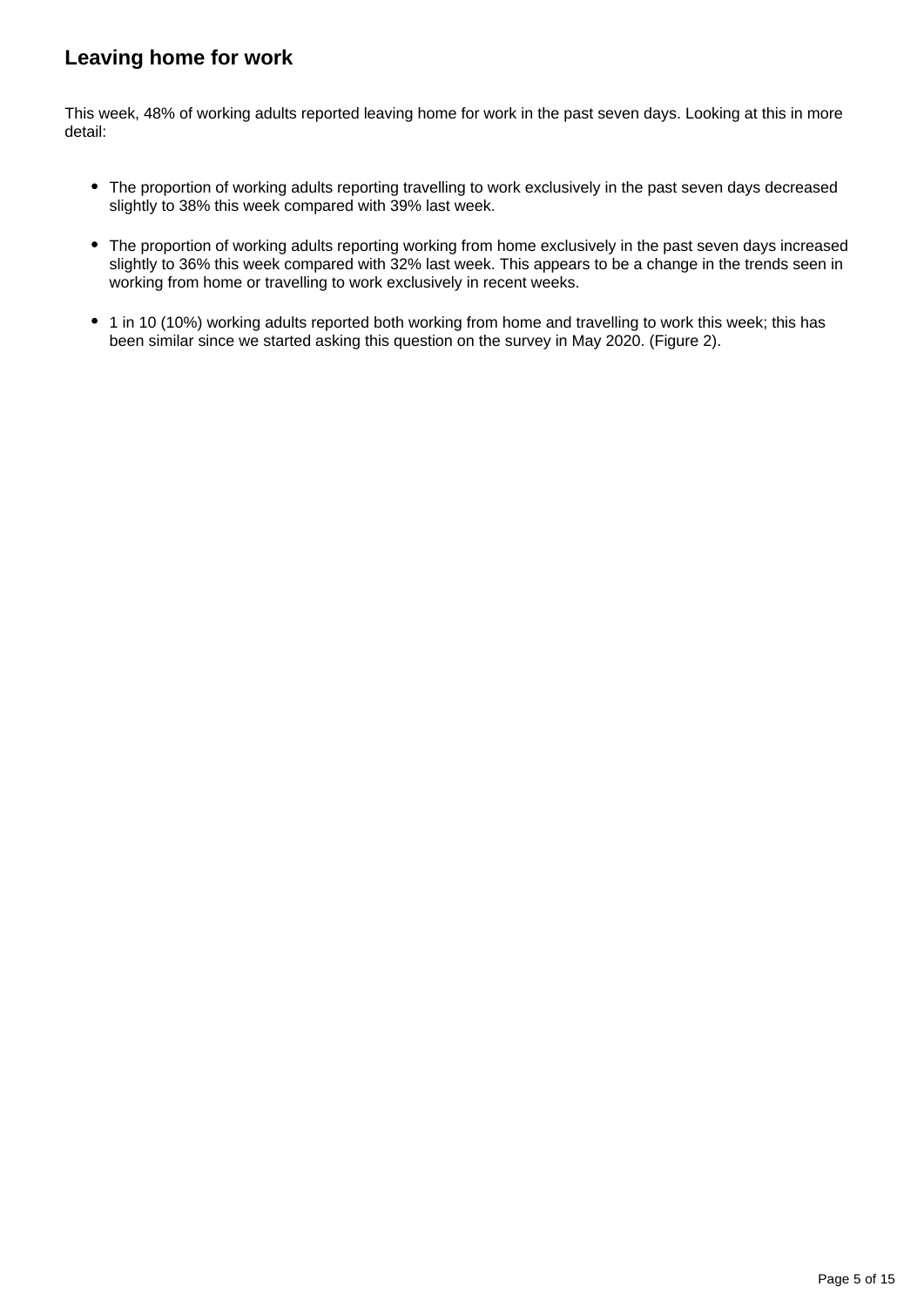## Leaving home for work

This week, 48% of working adults reported leaving home for work in the past seven days. Looking at this in more detail:

- The proportion of working adults reporting travelling to work exclusively in the past seven days decreased slightly to 38% this week compared with 39% last week.
- The proportion of working adults reporting working from home exclusively in the past seven days increased slightly to 36% this week compared with 32% last week. This appears to be a change in the trends seen in working from home or travelling to work exclusively in recent weeks.
- 1 in 10 (10%) working adults reported both working from home and travelling to work this week; this has been similar since we started asking this question on the survey in May 2020. (Figure 2).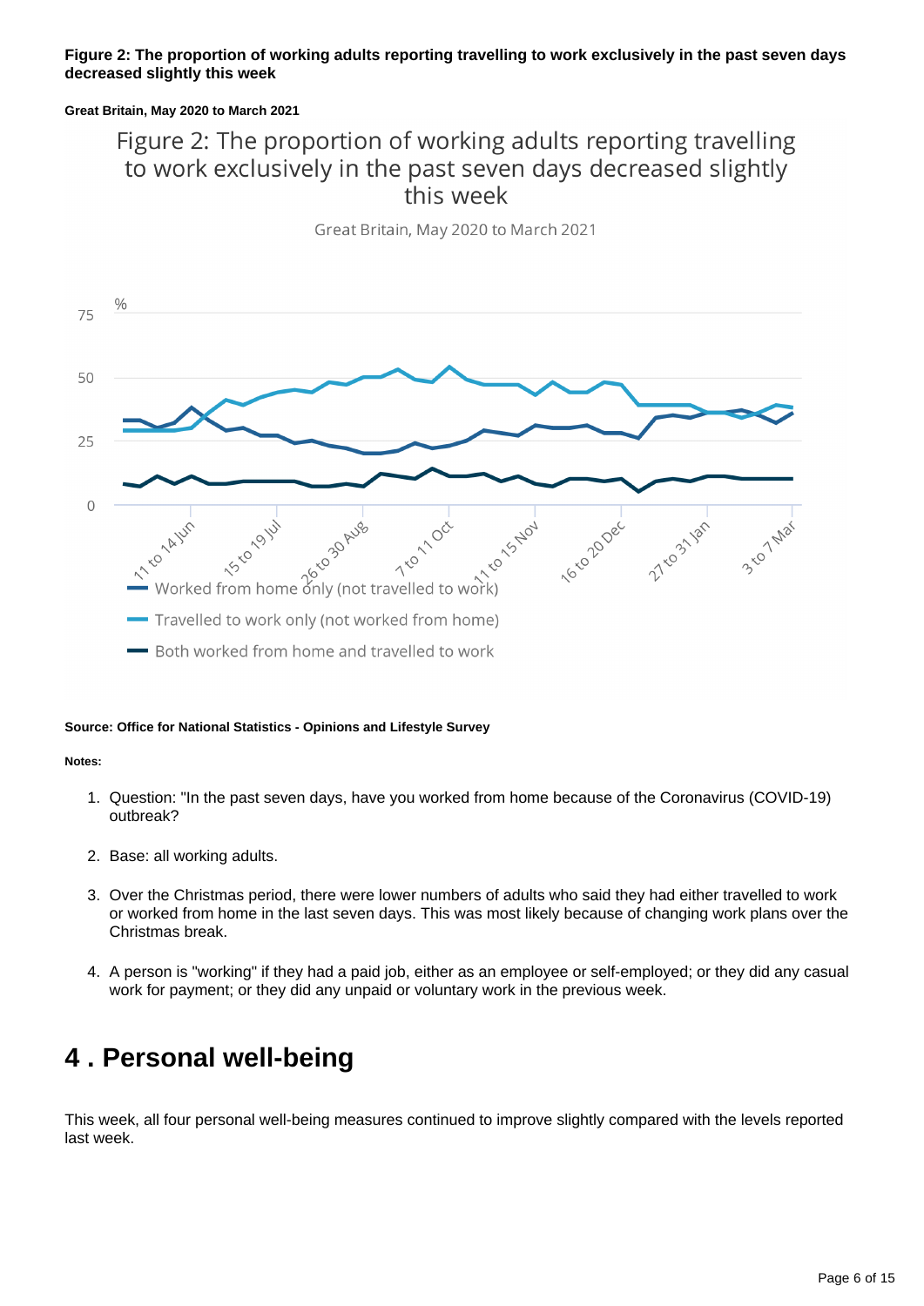**Figure 2: The proportion of working adults reporting travelling to work exclusively in the past seven days decreased slightly this week**

**Great Britain, May 2020 to March 2021**

Figure 2: The proportion of working adults reporting travelling to work exclusively in the past seven days decreased slightly this week

Great Britain, May 2020 to March 2021

- Worked from home only (not travelled to work)
- Travelled to work only (not worked from home)
- Both worked from home and travelled to work

**Source: Office for National Statistics - Opinions and Lifestyle Survey**

**Notes:**

1. Question: "In the past seven days, have you worked from home because of the Coronavirus (COVID-19) outbreak?
2. Base: all working adults.
3. Over the Christmas period, there were lower numbers of adults who said they had either travelled to work or worked from home in the last seven days. This was most likely because of changing work plans over the Christmas break.
4. A person is "working" if they had a paid job, either as an employee or self-employed; or they did any casual work for payment; or they did any unpaid or voluntary work in the previous week.

# 4 . Personal well-being

This week, all four personal well-being measures continued to improve slightly compared with the levels reported last week.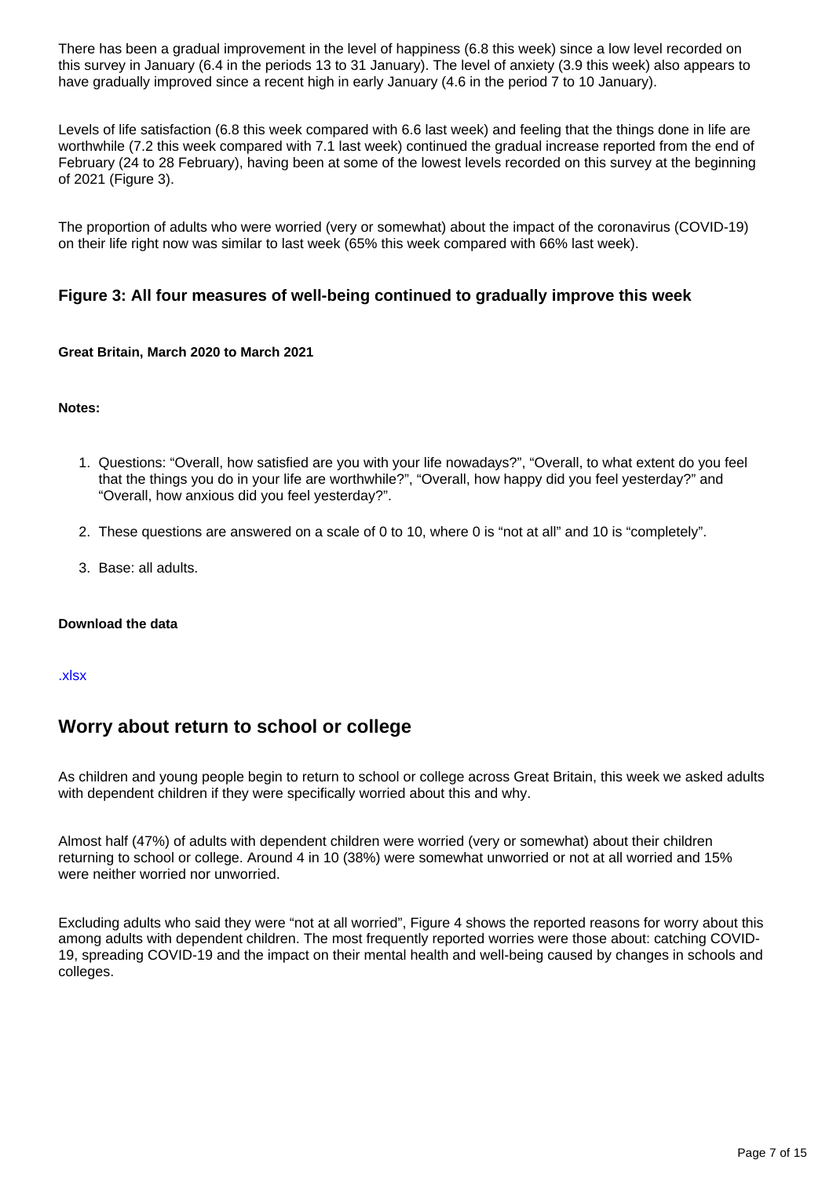There has been a gradual improvement in the level of happiness (6.8 this week) since a low level recorded on this survey in January (6.4 in the periods 13 to 31 January). The level of anxiety (3.9 this week) also appears to have gradually improved since a recent high in early January (4.6 in the period 7 to 10 January).

Levels of life satisfaction (6.8 this week compared with 6.6 last week) and feeling that the things done in life are worthwhile (7.2 this week compared with 7.1 last week) continued the gradual increase reported from the end of February (24 to 28 February), having been at some of the lowest levels recorded on this survey at the beginning of 2021 (Figure 3).

The proportion of adults who were worried (very or somewhat) about the impact of the coronavirus (COVID-19) on their life right now was similar to last week (65% this week compared with 66% last week).

### Figure 3: All four measures of well-being continued to gradually improve this week

**Great Britain, March 2020 to March 2021**

**Notes:**

1. Questions: “Overall, how satisfied are you with your life nowadays?”, “Overall, to what extent do you feel that the things you do in your life are worthwhile?”, “Overall, how happy did you feel yesterday?” and “Overall, how anxious did you feel yesterday?”.
2. These questions are answered on a scale of 0 to 10, where 0 is “not at all” and 10 is “completely”.
3. Base: all adults.

**Download the data**

.xlsx

## Worry about return to school or college

As children and young people begin to return to school or college across Great Britain, this week we asked adults with dependent children if they were specifically worried about this and why.

Almost half (47%) of adults with dependent children were worried (very or somewhat) about their children returning to school or college. Around 4 in 10 (38%) were somewhat unworried or not at all worried and 15% were neither worried nor unworried.

Excluding adults who said they were “not at all worried”, Figure 4 shows the reported reasons for worry about this among adults with dependent children. The most frequently reported worries were those about: catching COVID-19, spreading COVID-19 and the impact on their mental health and well-being caused by changes in schools and colleges.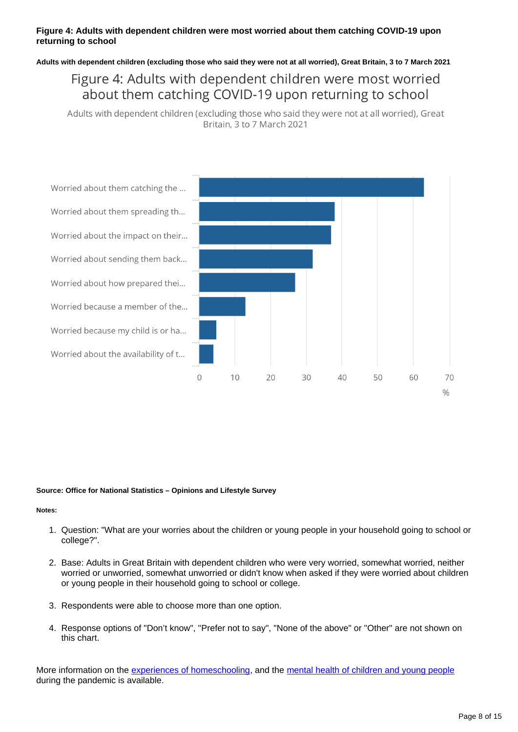### Figure 4: Adults with dependent children were most worried about them catching COVID-19 upon returning to school

**Adults with dependent children (excluding those who said they were not at all worried), Great Britain, 3 to 7 March 2021**

Figure 4: Adults with dependent children were most worried about them catching COVID-19 upon returning to school

Adults with dependent children (excluding those who said they were not at all worried), Great Britain, 3 to 7 March 2021

| | % |
|---|---|
| Worried about them catching the ... | 63 |
| Worried about them spreading th... | 38 |
| Worried about the impact on their... | 37 |
| Worried about sending them back... | 32 |
| Worried about how prepared thei... | 27 |
| Worried because a member of the... | 13 |
| Worried because my child is or ha... | 5 |
| Worried about the availability of t... | 4 |

**Source: Office for National Statistics – Opinions and Lifestyle Survey**

**Notes:**

1. Question: "What are your worries about the children or young people in your household going to school or college?".
2. Base: Adults in Great Britain with dependent children who were very worried, somewhat worried, neither worried or unworried, somewhat unworried or didn't know when asked if they were worried about children or young people in their household going to school or college.
3. Respondents were able to choose more than one option.
4. Response options of "Don't know", "Prefer not to say", "None of the above" or "Other" are not shown on this chart.

More information on the experiences of homeschooling, and the mental health of children and young people during the pandemic is available.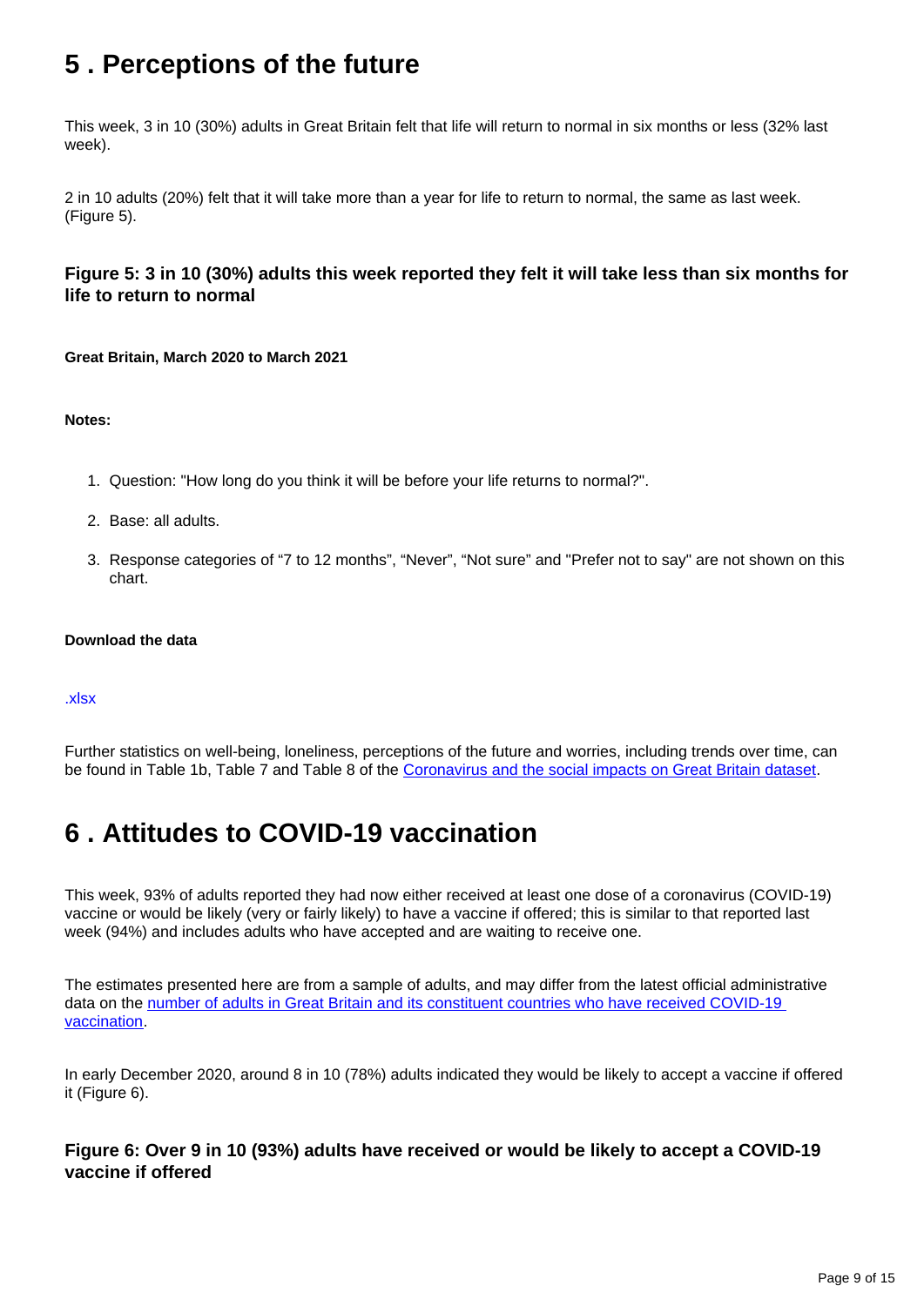## 5 . Perceptions of the future

This week, 3 in 10 (30%) adults in Great Britain felt that life will return to normal in six months or less (32% last week).

2 in 10 adults (20%) felt that it will take more than a year for life to return to normal, the same as last week. (Figure 5).

### Figure 5: 3 in 10 (30%) adults this week reported they felt it will take less than six months for life to return to normal

**Great Britain, March 2020 to March 2021**

**Notes:**

1. Question: "How long do you think it will be before your life returns to normal?".
2. Base: all adults.
3. Response categories of "7 to 12 months", "Never", "Not sure" and "Prefer not to say" are not shown on this chart.

**Download the data**

.xlsx

Further statistics on well-being, loneliness, perceptions of the future and worries, including trends over time, can be found in Table 1b, Table 7 and Table 8 of the Coronavirus and the social impacts on Great Britain dataset.

## 6 . Attitudes to COVID-19 vaccination

This week, 93% of adults reported they had now either received at least one dose of a coronavirus (COVID-19) vaccine or would be likely (very or fairly likely) to have a vaccine if offered; this is similar to that reported last week (94%) and includes adults who have accepted and are waiting to receive one.

The estimates presented here are from a sample of adults, and may differ from the latest official administrative data on the number of adults in Great Britain and its constituent countries who have received COVID-19 vaccination.

In early December 2020, around 8 in 10 (78%) adults indicated they would be likely to accept a vaccine if offered it (Figure 6).

### Figure 6: Over 9 in 10 (93%) adults have received or would be likely to accept a COVID-19 vaccine if offered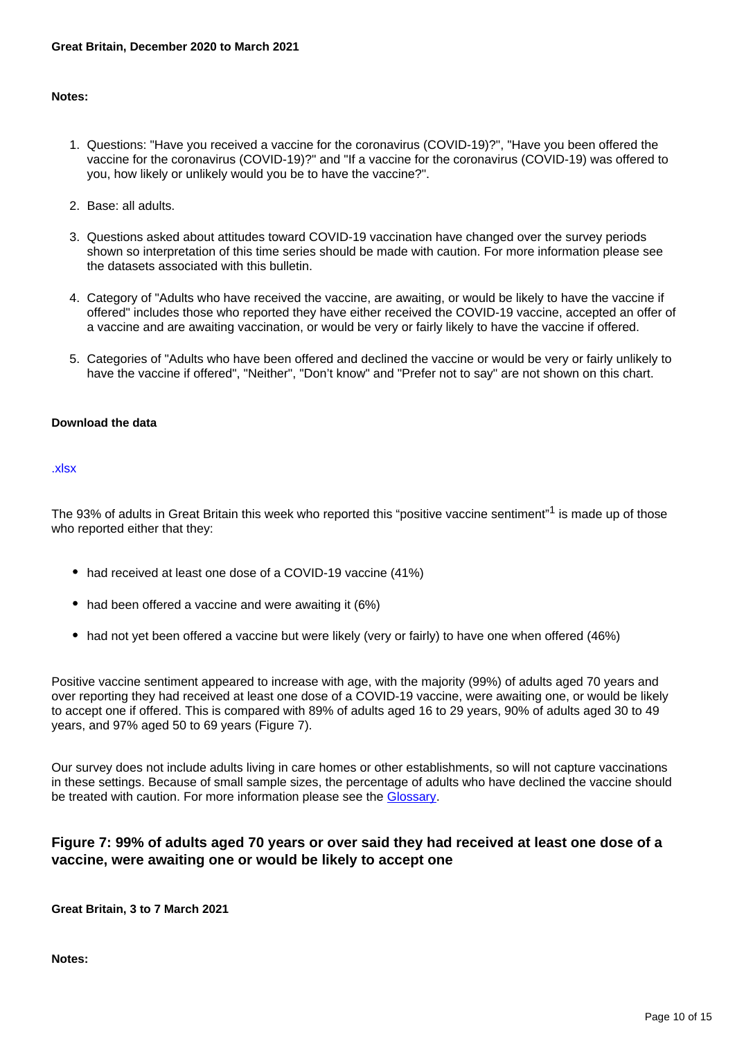**Great Britain, December 2020 to March 2021**

**Notes:**

1. Questions: "Have you received a vaccine for the coronavirus (COVID-19)?", "Have you been offered the vaccine for the coronavirus (COVID-19)?" and "If a vaccine for the coronavirus (COVID-19) was offered to you, how likely or unlikely would you be to have the vaccine?".
2. Base: all adults.
3. Questions asked about attitudes toward COVID-19 vaccination have changed over the survey periods shown so interpretation of this time series should be made with caution. For more information please see the datasets associated with this bulletin.
4. Category of "Adults who have received the vaccine, are awaiting, or would be likely to have the vaccine if offered" includes those who reported they have either received the COVID-19 vaccine, accepted an offer of a vaccine and are awaiting vaccination, or would be very or fairly likely to have the vaccine if offered.
5. Categories of "Adults who have been offered and declined the vaccine or would be very or fairly unlikely to have the vaccine if offered", "Neither", "Don't know" and "Prefer not to say" are not shown on this chart.

**Download the data**

.xlsx

The 93% of adults in Great Britain this week who reported this "positive vaccine sentiment"[1] is made up of those who reported either that they:

- had received at least one dose of a COVID-19 vaccine (41%)
- had been offered a vaccine and were awaiting it (6%)
- had not yet been offered a vaccine but were likely (very or fairly) to have one when offered (46%)

Positive vaccine sentiment appeared to increase with age, with the majority (99%) of adults aged 70 years and over reporting they had received at least one dose of a COVID-19 vaccine, were awaiting one, or would be likely to accept one if offered. This is compared with 89% of adults aged 16 to 29 years, 90% of adults aged 30 to 49 years, and 97% aged 50 to 69 years (Figure 7).

Our survey does not include adults living in care homes or other establishments, so will not capture vaccinations in these settings. Because of small sample sizes, the percentage of adults who have declined the vaccine should be treated with caution. For more information please see the Glossary.

### Figure 7: 99% of adults aged 70 years or over said they had received at least one dose of a vaccine, were awaiting one or would be likely to accept one

**Great Britain, 3 to 7 March 2021**

**Notes:**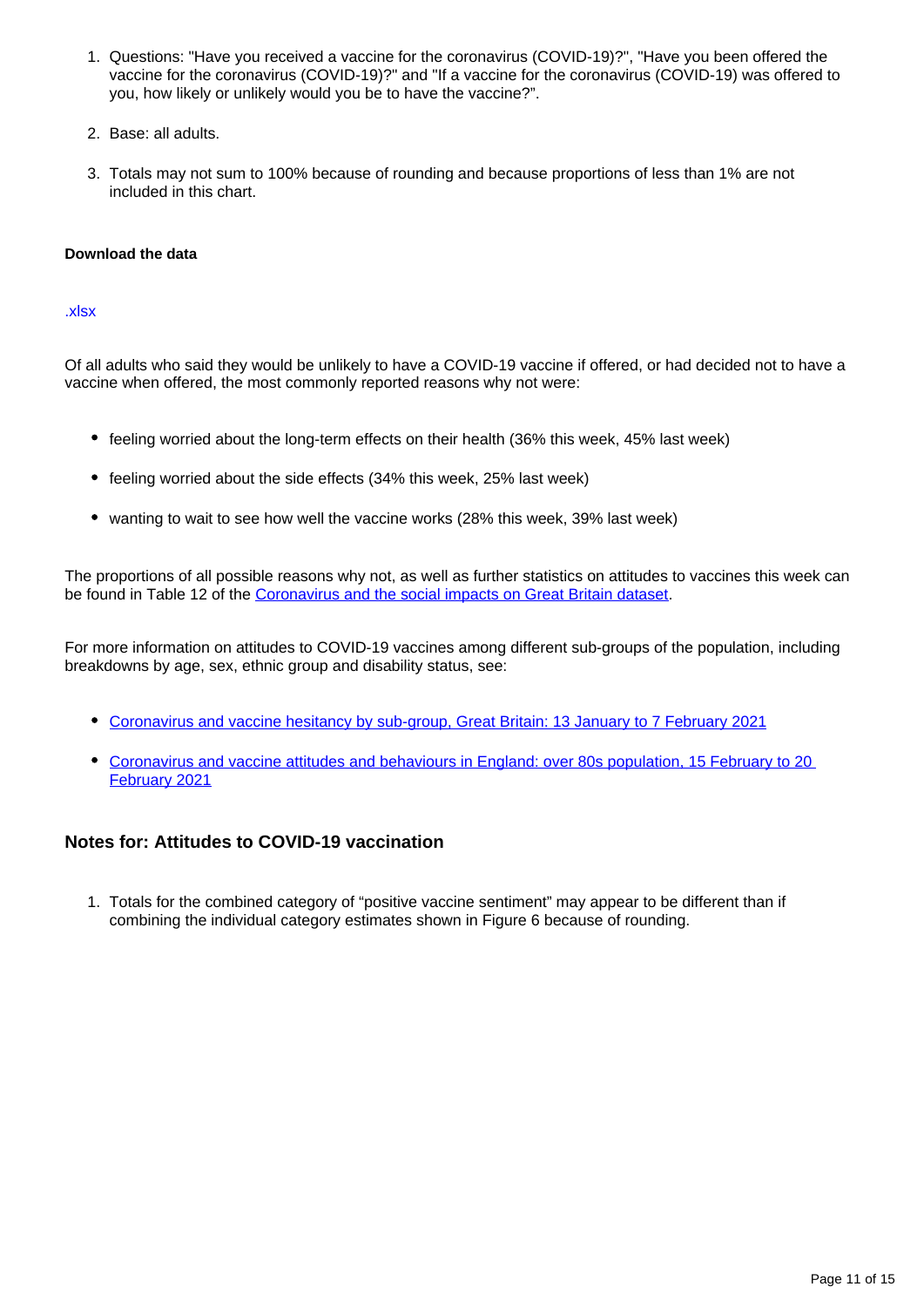1. Questions: "Have you received a vaccine for the coronavirus (COVID-19)?", "Have you been offered the vaccine for the coronavirus (COVID-19)?" and "If a vaccine for the coronavirus (COVID-19) was offered to you, how likely or unlikely would you be to have the vaccine?".

2. Base: all adults.

3. Totals may not sum to 100% because of rounding and because proportions of less than 1% are not included in this chart.

**Download the data**

.xlsx

Of all adults who said they would be unlikely to have a COVID-19 vaccine if offered, or had decided not to have a vaccine when offered, the most commonly reported reasons why not were:

- feeling worried about the long-term effects on their health (36% this week, 45% last week)
- feeling worried about the side effects (34% this week, 25% last week)
- wanting to wait to see how well the vaccine works (28% this week, 39% last week)

The proportions of all possible reasons why not, as well as further statistics on attitudes to vaccines this week can be found in Table 12 of the Coronavirus and the social impacts on Great Britain dataset.

For more information on attitudes to COVID-19 vaccines among different sub-groups of the population, including breakdowns by age, sex, ethnic group and disability status, see:

- Coronavirus and vaccine hesitancy by sub-group, Great Britain: 13 January to 7 February 2021
- Coronavirus and vaccine attitudes and behaviours in England: over 80s population, 15 February to 20 February 2021

### Notes for: Attitudes to COVID-19 vaccination

1. Totals for the combined category of "positive vaccine sentiment" may appear to be different than if combining the individual category estimates shown in Figure 6 because of rounding.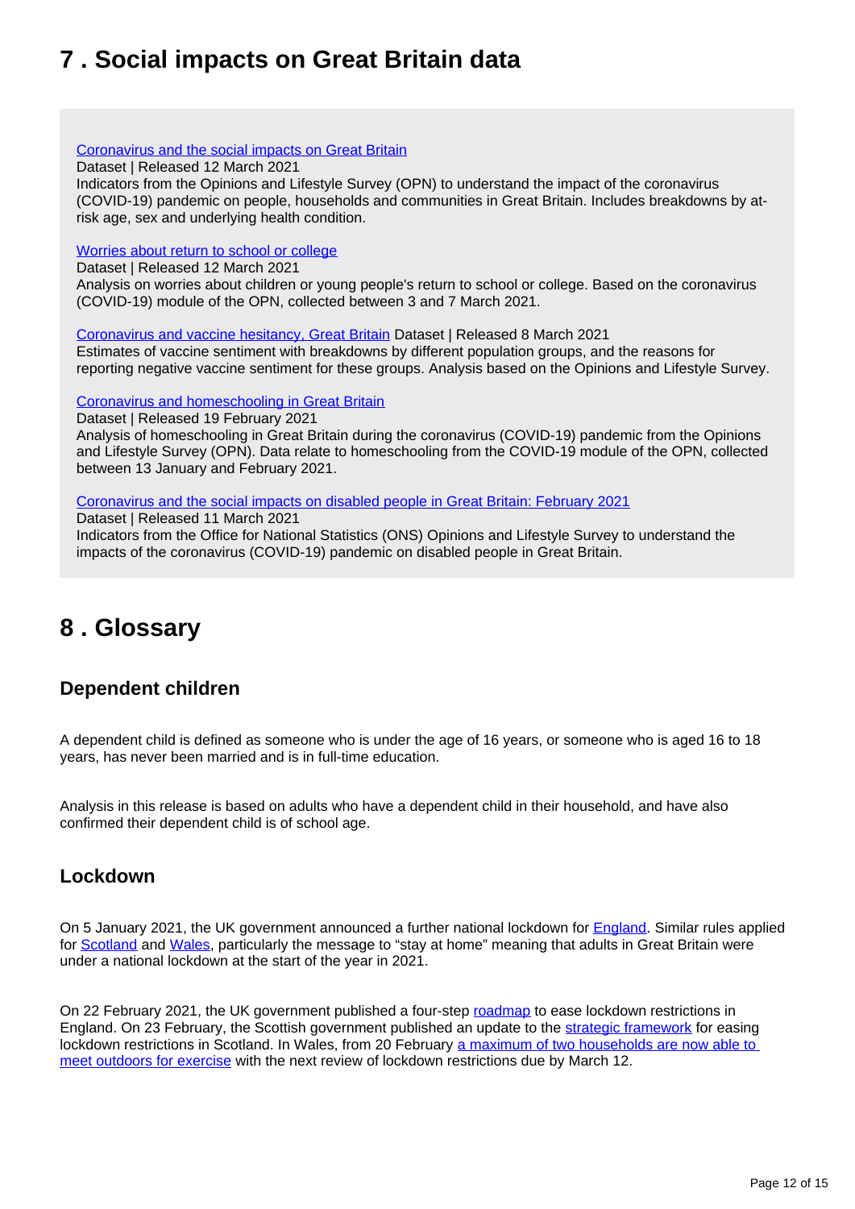## 7 . Social impacts on Great Britain data

[Coronavirus and the social impacts on Great Britain](#)
Dataset | Released 12 March 2021
Indicators from the Opinions and Lifestyle Survey (OPN) to understand the impact of the coronavirus (COVID-19) pandemic on people, households and communities in Great Britain. Includes breakdowns by at-risk age, sex and underlying health condition.

[Worries about return to school or college](#)
Dataset | Released 12 March 2021
Analysis on worries about children or young people's return to school or college. Based on the coronavirus (COVID-19) module of the OPN, collected between 3 and 7 March 2021.

[Coronavirus and vaccine hesitancy, Great Britain](#) Dataset | Released 8 March 2021
Estimates of vaccine sentiment with breakdowns by different population groups, and the reasons for reporting negative vaccine sentiment for these groups. Analysis based on the Opinions and Lifestyle Survey.

[Coronavirus and homeschooling in Great Britain](#)
Dataset | Released 19 February 2021
Analysis of homeschooling in Great Britain during the coronavirus (COVID-19) pandemic from the Opinions and Lifestyle Survey (OPN). Data relate to homeschooling from the COVID-19 module of the OPN, collected between 13 January and February 2021.

[Coronavirus and the social impacts on disabled people in Great Britain: February 2021](#)
Dataset | Released 11 March 2021
Indicators from the Office for National Statistics (ONS) Opinions and Lifestyle Survey to understand the impacts of the coronavirus (COVID-19) pandemic on disabled people in Great Britain.

## 8 . Glossary

### Dependent children

A dependent child is defined as someone who is under the age of 16 years, or someone who is aged 16 to 18 years, has never been married and is in full-time education.

Analysis in this release is based on adults who have a dependent child in their household, and have also confirmed their dependent child is of school age.

### Lockdown

On 5 January 2021, the UK government announced a further national lockdown for [England](#). Similar rules applied for [Scotland](#) and [Wales](#), particularly the message to "stay at home" meaning that adults in Great Britain were under a national lockdown at the start of the year in 2021.

On 22 February 2021, the UK government published a four-step [roadmap](#) to ease lockdown restrictions in England. On 23 February, the Scottish government published an update to the [strategic framework](#) for easing lockdown restrictions in Scotland. In Wales, from 20 February [a maximum of two households are now able to meet outdoors for exercise](#) with the next review of lockdown restrictions due by March 12.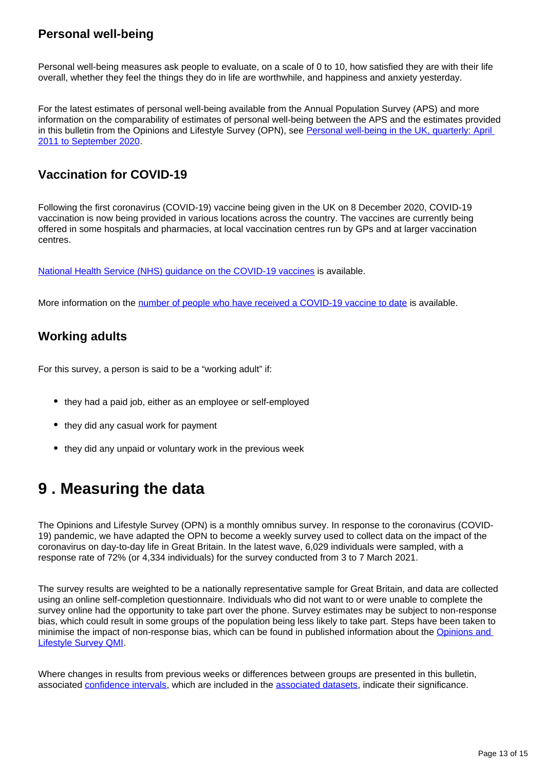### Personal well-being

Personal well-being measures ask people to evaluate, on a scale of 0 to 10, how satisfied they are with their life overall, whether they feel the things they do in life are worthwhile, and happiness and anxiety yesterday.

For the latest estimates of personal well-being available from the Annual Population Survey (APS) and more information on the comparability of estimates of personal well-being between the APS and the estimates provided in this bulletin from the Opinions and Lifestyle Survey (OPN), see [Personal well-being in the UK, quarterly: April 2011 to September 2020](#).

### Vaccination for COVID-19

Following the first coronavirus (COVID-19) vaccine being given in the UK on 8 December 2020, COVID-19 vaccination is now being provided in various locations across the country. The vaccines are currently being offered in some hospitals and pharmacies, at local vaccination centres run by GPs and at larger vaccination centres.

[National Health Service (NHS) guidance on the COVID-19 vaccines](#) is available.

More information on the [number of people who have received a COVID-19 vaccine to date](#) is available.

### Working adults

For this survey, a person is said to be a "working adult" if:

- they had a paid job, either as an employee or self-employed
- they did any casual work for payment
- they did any unpaid or voluntary work in the previous week

## 9 . Measuring the data

The Opinions and Lifestyle Survey (OPN) is a monthly omnibus survey. In response to the coronavirus (COVID-19) pandemic, we have adapted the OPN to become a weekly survey used to collect data on the impact of the coronavirus on day-to-day life in Great Britain. In the latest wave, 6,029 individuals were sampled, with a response rate of 72% (or 4,334 individuals) for the survey conducted from 3 to 7 March 2021.

The survey results are weighted to be a nationally representative sample for Great Britain, and data are collected using an online self-completion questionnaire. Individuals who did not want to or were unable to complete the survey online had the opportunity to take part over the phone. Survey estimates may be subject to non-response bias, which could result in some groups of the population being less likely to take part. Steps have been taken to minimise the impact of non-response bias, which can be found in published information about the [Opinions and Lifestyle Survey QMI](#).

Where changes in results from previous weeks or differences between groups are presented in this bulletin, associated [confidence intervals](#), which are included in the [associated datasets](#), indicate their significance.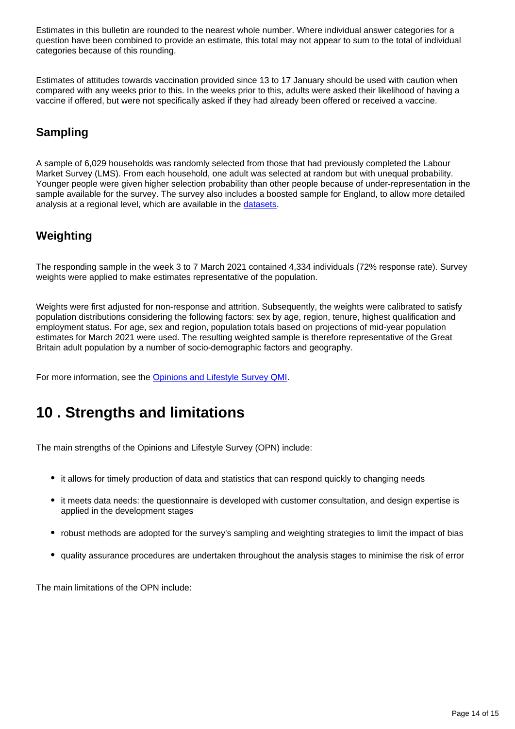Estimates in this bulletin are rounded to the nearest whole number. Where individual answer categories for a question have been combined to provide an estimate, this total may not appear to sum to the total of individual categories because of this rounding.

Estimates of attitudes towards vaccination provided since 13 to 17 January should be used with caution when compared with any weeks prior to this. In the weeks prior to this, adults were asked their likelihood of having a vaccine if offered, but were not specifically asked if they had already been offered or received a vaccine.

### Sampling

A sample of 6,029 households was randomly selected from those that had previously completed the Labour Market Survey (LMS). From each household, one adult was selected at random but with unequal probability. Younger people were given higher selection probability than other people because of under-representation in the sample available for the survey. The survey also includes a boosted sample for England, to allow more detailed analysis at a regional level, which are available in the datasets.

### Weighting

The responding sample in the week 3 to 7 March 2021 contained 4,334 individuals (72% response rate). Survey weights were applied to make estimates representative of the population.

Weights were first adjusted for non-response and attrition. Subsequently, the weights were calibrated to satisfy population distributions considering the following factors: sex by age, region, tenure, highest qualification and employment status. For age, sex and region, population totals based on projections of mid-year population estimates for March 2021 were used. The resulting weighted sample is therefore representative of the Great Britain adult population by a number of socio-demographic factors and geography.

For more information, see the Opinions and Lifestyle Survey QMI.

## 10 . Strengths and limitations

The main strengths of the Opinions and Lifestyle Survey (OPN) include:

- it allows for timely production of data and statistics that can respond quickly to changing needs
- it meets data needs: the questionnaire is developed with customer consultation, and design expertise is applied in the development stages
- robust methods are adopted for the survey's sampling and weighting strategies to limit the impact of bias
- quality assurance procedures are undertaken throughout the analysis stages to minimise the risk of error

The main limitations of the OPN include: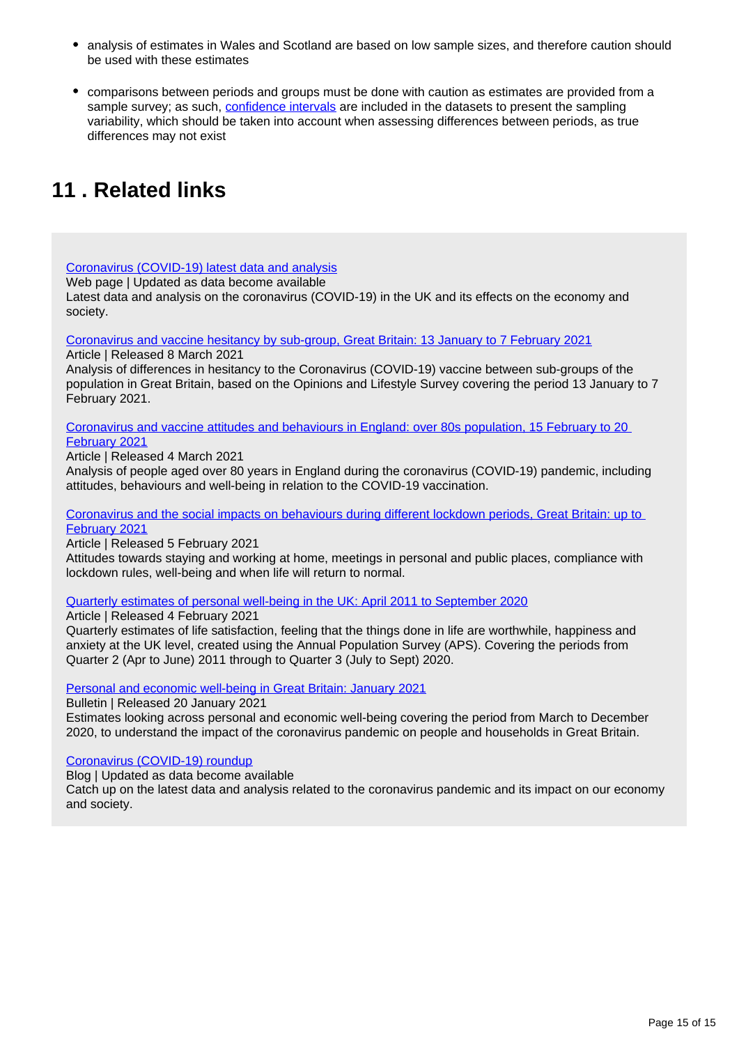- analysis of estimates in Wales and Scotland are based on low sample sizes, and therefore caution should be used with these estimates
- comparisons between periods and groups must be done with caution as estimates are provided from a sample survey; as such, confidence intervals are included in the datasets to present the sampling variability, which should be taken into account when assessing differences between periods, as true differences may not exist

## 11 . Related links

Coronavirus (COVID-19) latest data and analysis
Web page | Updated as data become available
Latest data and analysis on the coronavirus (COVID-19) in the UK and its effects on the economy and society.

Coronavirus and vaccine hesitancy by sub-group, Great Britain: 13 January to 7 February 2021
Article | Released 8 March 2021
Analysis of differences in hesitancy to the Coronavirus (COVID-19) vaccine between sub-groups of the population in Great Britain, based on the Opinions and Lifestyle Survey covering the period 13 January to 7 February 2021.

Coronavirus and vaccine attitudes and behaviours in England: over 80s population, 15 February to 20 February 2021
Article | Released 4 March 2021
Analysis of people aged over 80 years in England during the coronavirus (COVID-19) pandemic, including attitudes, behaviours and well-being in relation to the COVID-19 vaccination.

Coronavirus and the social impacts on behaviours during different lockdown periods, Great Britain: up to February 2021
Article | Released 5 February 2021
Attitudes towards staying and working at home, meetings in personal and public places, compliance with lockdown rules, well-being and when life will return to normal.

Quarterly estimates of personal well-being in the UK: April 2011 to September 2020
Article | Released 4 February 2021
Quarterly estimates of life satisfaction, feeling that the things done in life are worthwhile, happiness and anxiety at the UK level, created using the Annual Population Survey (APS). Covering the periods from Quarter 2 (Apr to June) 2011 through to Quarter 3 (July to Sept) 2020.

Personal and economic well-being in Great Britain: January 2021
Bulletin | Released 20 January 2021
Estimates looking across personal and economic well-being covering the period from March to December 2020, to understand the impact of the coronavirus pandemic on people and households in Great Britain.

Coronavirus (COVID-19) roundup
Blog | Updated as data become available
Catch up on the latest data and analysis related to the coronavirus pandemic and its impact on our economy and society.